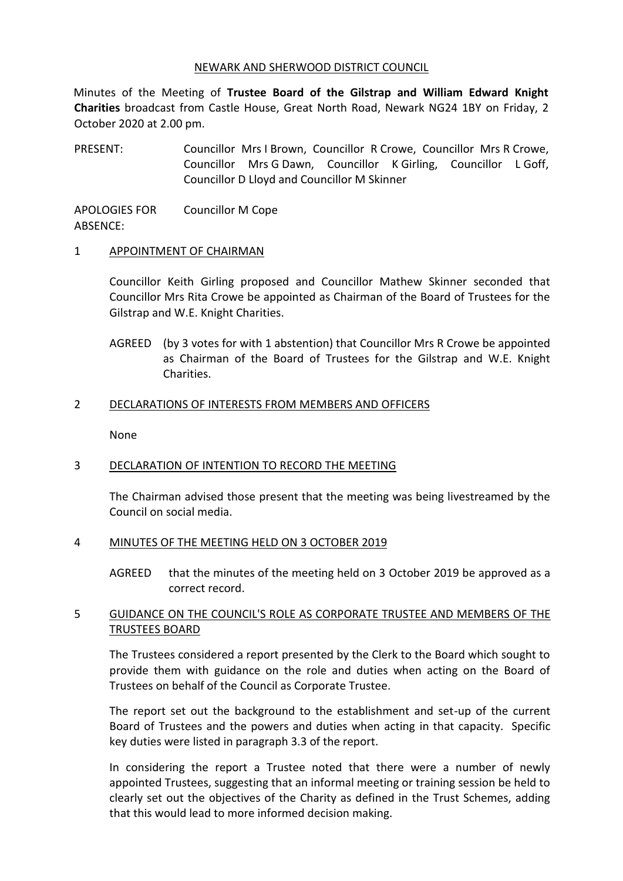NEWARK AND SHERWOOD DISTRICT COUNCIL

Minutes of the Meeting of **Trustee Board of the Gilstrap and William Edward Knight Charities** broadcast from Castle House, Great North Road, Newark NG24 1BY on Friday, 2 October 2020 at 2.00 pm.

| | |
|---|---|
| PRESENT: | Councillor Mrs I Brown, Councillor R Crowe, Councillor Mrs R Crowe, Councillor Mrs G Dawn, Councillor K Girling, Councillor L Goff, Councillor D Lloyd and Councillor M Skinner |
| APOLOGIES FOR ABSENCE: | Councillor M Cope |

## 1 APPOINTMENT OF CHAIRMAN

Councillor Keith Girling proposed and Councillor Mathew Skinner seconded that Councillor Mrs Rita Crowe be appointed as Chairman of the Board of Trustees for the Gilstrap and W.E. Knight Charities.

AGREED (by 3 votes for with 1 abstention) that Councillor Mrs R Crowe be appointed as Chairman of the Board of Trustees for the Gilstrap and W.E. Knight Charities.

## 2 DECLARATIONS OF INTERESTS FROM MEMBERS AND OFFICERS

None

## 3 DECLARATION OF INTENTION TO RECORD THE MEETING

The Chairman advised those present that the meeting was being livestreamed by the Council on social media.

## 4 MINUTES OF THE MEETING HELD ON 3 OCTOBER 2019

AGREED that the minutes of the meeting held on 3 October 2019 be approved as a correct record.

## 5 GUIDANCE ON THE COUNCIL'S ROLE AS CORPORATE TRUSTEE AND MEMBERS OF THE TRUSTEES BOARD

The Trustees considered a report presented by the Clerk to the Board which sought to provide them with guidance on the role and duties when acting on the Board of Trustees on behalf of the Council as Corporate Trustee.

The report set out the background to the establishment and set-up of the current Board of Trustees and the powers and duties when acting in that capacity. Specific key duties were listed in paragraph 3.3 of the report.

In considering the report a Trustee noted that there were a number of newly appointed Trustees, suggesting that an informal meeting or training session be held to clearly set out the objectives of the Charity as defined in the Trust Schemes, adding that this would lead to more informed decision making.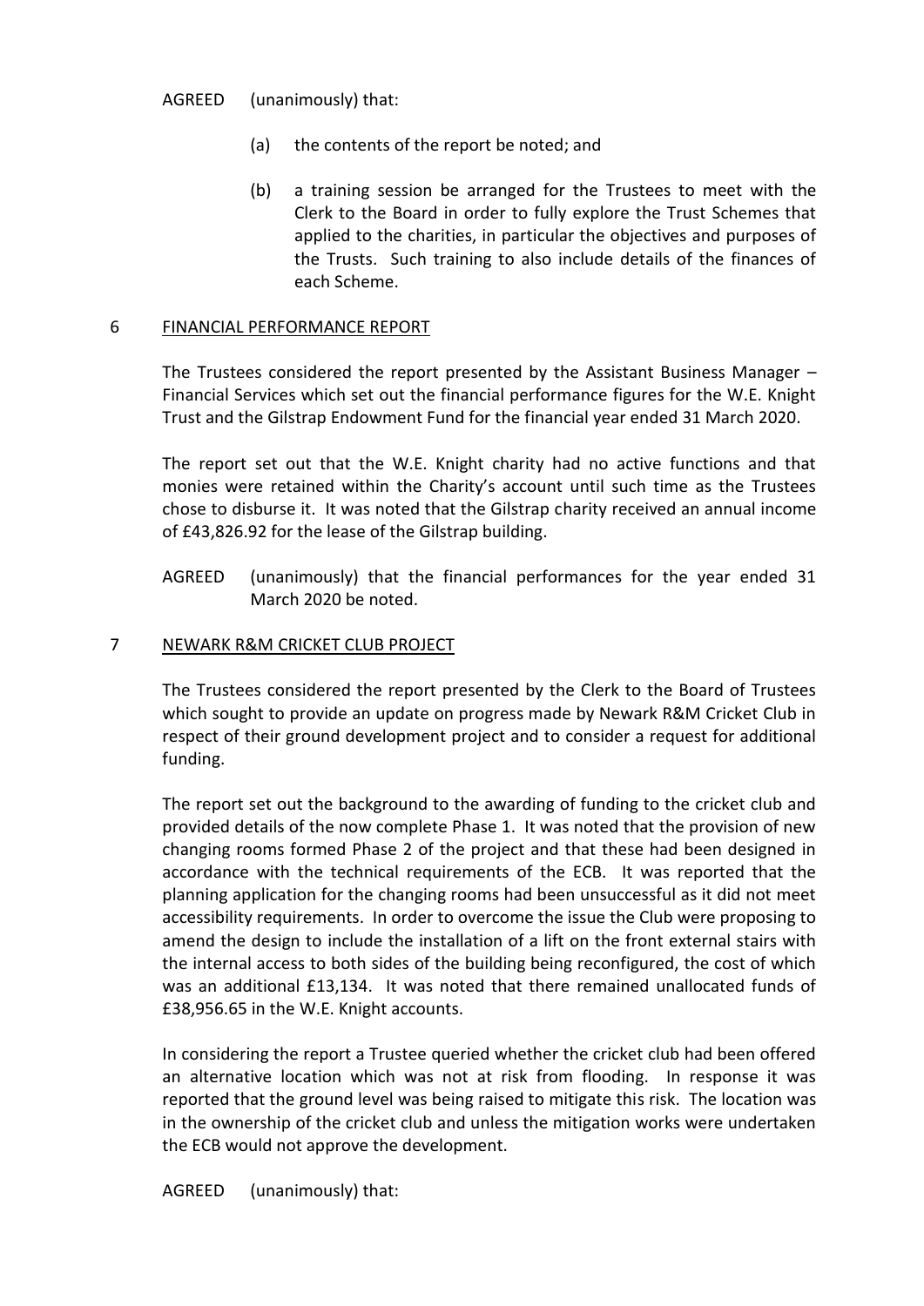AGREED (unanimously) that:

(a) the contents of the report be noted; and

(b) a training session be arranged for the Trustees to meet with the Clerk to the Board in order to fully explore the Trust Schemes that applied to the charities, in particular the objectives and purposes of the Trusts. Such training to also include details of the finances of each Scheme.

## 6 FINANCIAL PERFORMANCE REPORT

The Trustees considered the report presented by the Assistant Business Manager – Financial Services which set out the financial performance figures for the W.E. Knight Trust and the Gilstrap Endowment Fund for the financial year ended 31 March 2020.

The report set out that the W.E. Knight charity had no active functions and that monies were retained within the Charity's account until such time as the Trustees chose to disburse it. It was noted that the Gilstrap charity received an annual income of £43,826.92 for the lease of the Gilstrap building.

AGREED (unanimously) that the financial performances for the year ended 31 March 2020 be noted.

## 7 NEWARK R&M CRICKET CLUB PROJECT

The Trustees considered the report presented by the Clerk to the Board of Trustees which sought to provide an update on progress made by Newark R&M Cricket Club in respect of their ground development project and to consider a request for additional funding.

The report set out the background to the awarding of funding to the cricket club and provided details of the now complete Phase 1. It was noted that the provision of new changing rooms formed Phase 2 of the project and that these had been designed in accordance with the technical requirements of the ECB. It was reported that the planning application for the changing rooms had been unsuccessful as it did not meet accessibility requirements. In order to overcome the issue the Club were proposing to amend the design to include the installation of a lift on the front external stairs with the internal access to both sides of the building being reconfigured, the cost of which was an additional £13,134. It was noted that there remained unallocated funds of £38,956.65 in the W.E. Knight accounts.

In considering the report a Trustee queried whether the cricket club had been offered an alternative location which was not at risk from flooding. In response it was reported that the ground level was being raised to mitigate this risk. The location was in the ownership of the cricket club and unless the mitigation works were undertaken the ECB would not approve the development.

AGREED (unanimously) that: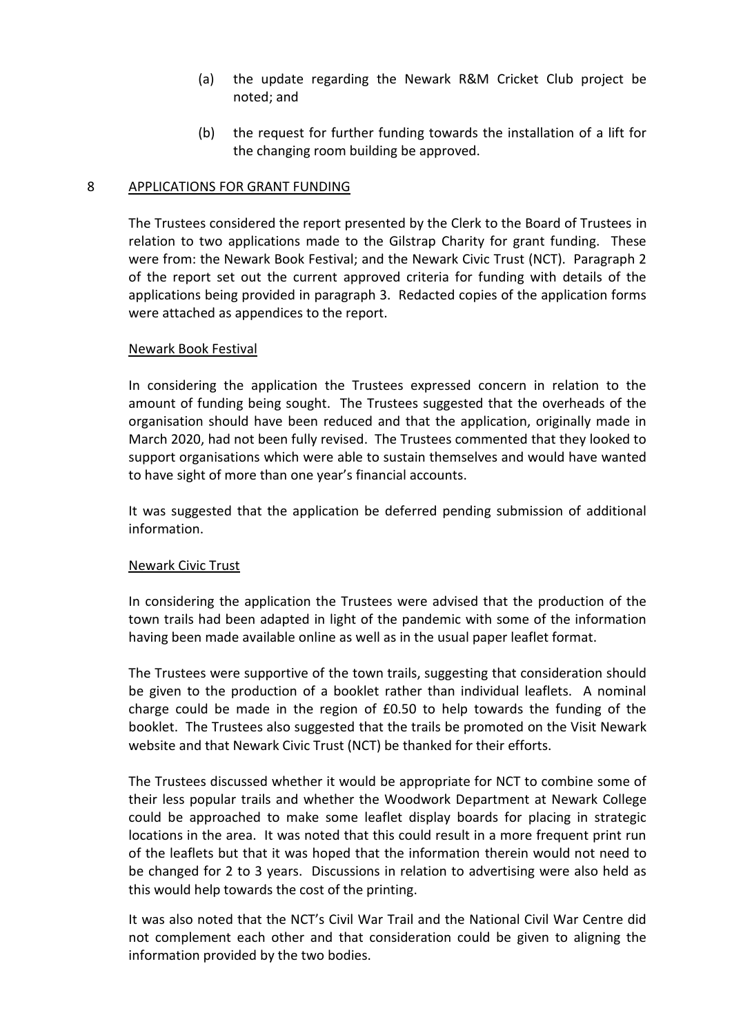(a) the update regarding the Newark R&M Cricket Club project be noted; and

(b) the request for further funding towards the installation of a lift for the changing room building be approved.

## 8 APPLICATIONS FOR GRANT FUNDING

The Trustees considered the report presented by the Clerk to the Board of Trustees in relation to two applications made to the Gilstrap Charity for grant funding. These were from: the Newark Book Festival; and the Newark Civic Trust (NCT). Paragraph 2 of the report set out the current approved criteria for funding with details of the applications being provided in paragraph 3. Redacted copies of the application forms were attached as appendices to the report.

### Newark Book Festival

In considering the application the Trustees expressed concern in relation to the amount of funding being sought. The Trustees suggested that the overheads of the organisation should have been reduced and that the application, originally made in March 2020, had not been fully revised. The Trustees commented that they looked to support organisations which were able to sustain themselves and would have wanted to have sight of more than one year's financial accounts.

It was suggested that the application be deferred pending submission of additional information.

### Newark Civic Trust

In considering the application the Trustees were advised that the production of the town trails had been adapted in light of the pandemic with some of the information having been made available online as well as in the usual paper leaflet format.

The Trustees were supportive of the town trails, suggesting that consideration should be given to the production of a booklet rather than individual leaflets. A nominal charge could be made in the region of £0.50 to help towards the funding of the booklet. The Trustees also suggested that the trails be promoted on the Visit Newark website and that Newark Civic Trust (NCT) be thanked for their efforts.

The Trustees discussed whether it would be appropriate for NCT to combine some of their less popular trails and whether the Woodwork Department at Newark College could be approached to make some leaflet display boards for placing in strategic locations in the area. It was noted that this could result in a more frequent print run of the leaflets but that it was hoped that the information therein would not need to be changed for 2 to 3 years. Discussions in relation to advertising were also held as this would help towards the cost of the printing.

It was also noted that the NCT's Civil War Trail and the National Civil War Centre did not complement each other and that consideration could be given to aligning the information provided by the two bodies.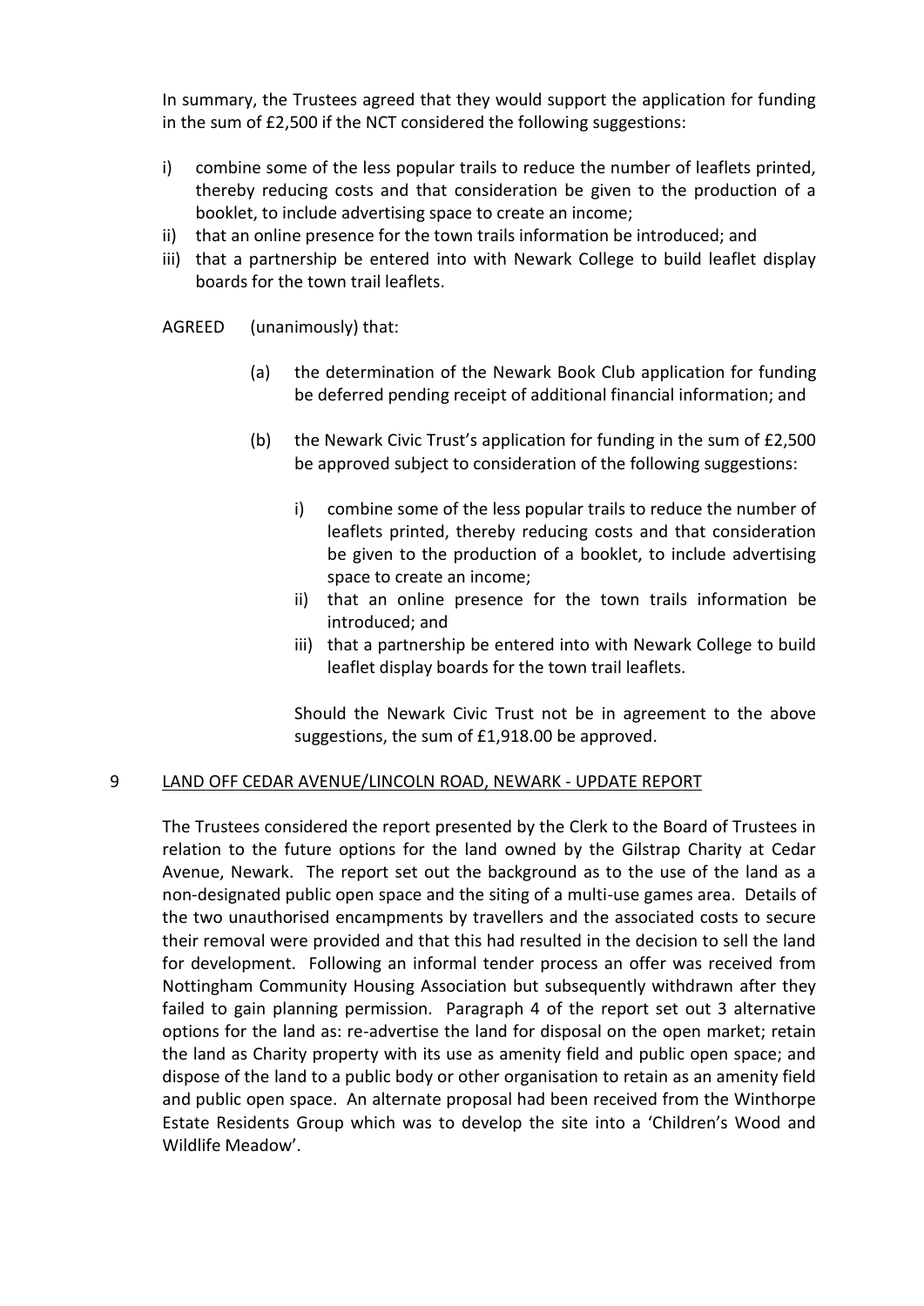In summary, the Trustees agreed that they would support the application for funding in the sum of £2,500 if the NCT considered the following suggestions:

i) combine some of the less popular trails to reduce the number of leaflets printed, thereby reducing costs and that consideration be given to the production of a booklet, to include advertising space to create an income;
ii) that an online presence for the town trails information be introduced; and
iii) that a partnership be entered into with Newark College to build leaflet display boards for the town trail leaflets.

AGREED (unanimously) that:

(a) the determination of the Newark Book Club application for funding be deferred pending receipt of additional financial information; and

(b) the Newark Civic Trust's application for funding in the sum of £2,500 be approved subject to consideration of the following suggestions:

  i) combine some of the less popular trails to reduce the number of leaflets printed, thereby reducing costs and that consideration be given to the production of a booklet, to include advertising space to create an income;
  ii) that an online presence for the town trails information be introduced; and
  iii) that a partnership be entered into with Newark College to build leaflet display boards for the town trail leaflets.

Should the Newark Civic Trust not be in agreement to the above suggestions, the sum of £1,918.00 be approved.

## 9 LAND OFF CEDAR AVENUE/LINCOLN ROAD, NEWARK - UPDATE REPORT

The Trustees considered the report presented by the Clerk to the Board of Trustees in relation to the future options for the land owned by the Gilstrap Charity at Cedar Avenue, Newark. The report set out the background as to the use of the land as a non-designated public open space and the siting of a multi-use games area. Details of the two unauthorised encampments by travellers and the associated costs to secure their removal were provided and that this had resulted in the decision to sell the land for development. Following an informal tender process an offer was received from Nottingham Community Housing Association but subsequently withdrawn after they failed to gain planning permission. Paragraph 4 of the report set out 3 alternative options for the land as: re-advertise the land for disposal on the open market; retain the land as Charity property with its use as amenity field and public open space; and dispose of the land to a public body or other organisation to retain as an amenity field and public open space. An alternate proposal had been received from the Winthorpe Estate Residents Group which was to develop the site into a 'Children's Wood and Wildlife Meadow'.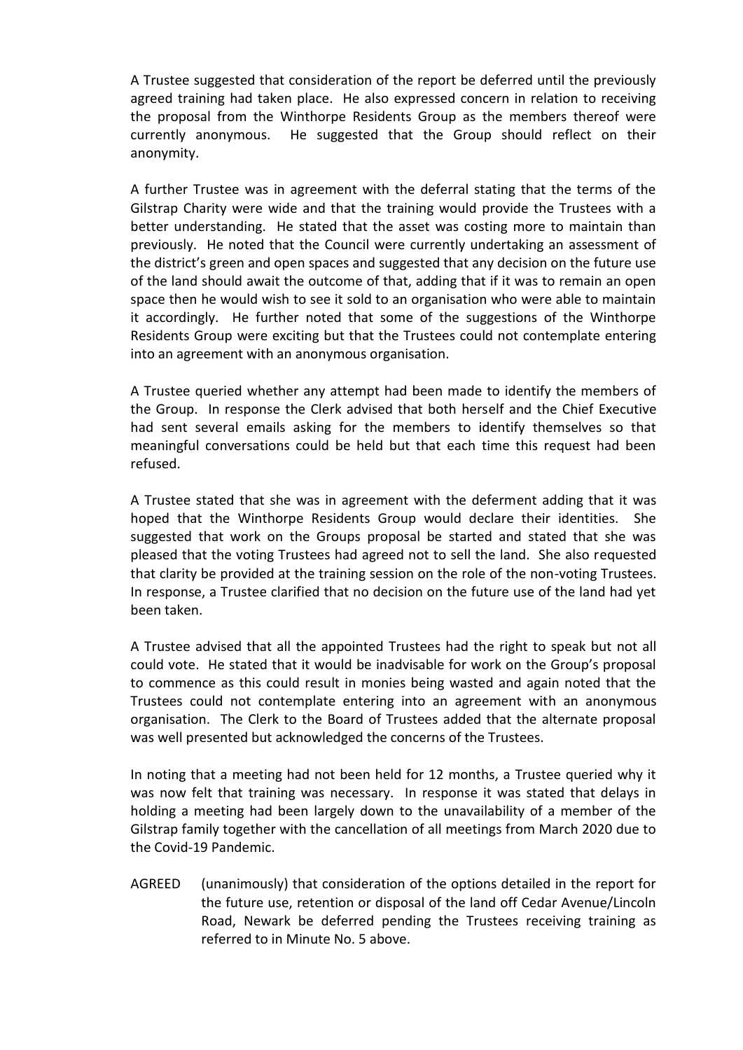A Trustee suggested that consideration of the report be deferred until the previously agreed training had taken place. He also expressed concern in relation to receiving the proposal from the Winthorpe Residents Group as the members thereof were currently anonymous. He suggested that the Group should reflect on their anonymity.

A further Trustee was in agreement with the deferral stating that the terms of the Gilstrap Charity were wide and that the training would provide the Trustees with a better understanding. He stated that the asset was costing more to maintain than previously. He noted that the Council were currently undertaking an assessment of the district's green and open spaces and suggested that any decision on the future use of the land should await the outcome of that, adding that if it was to remain an open space then he would wish to see it sold to an organisation who were able to maintain it accordingly. He further noted that some of the suggestions of the Winthorpe Residents Group were exciting but that the Trustees could not contemplate entering into an agreement with an anonymous organisation.

A Trustee queried whether any attempt had been made to identify the members of the Group. In response the Clerk advised that both herself and the Chief Executive had sent several emails asking for the members to identify themselves so that meaningful conversations could be held but that each time this request had been refused.

A Trustee stated that she was in agreement with the deferment adding that it was hoped that the Winthorpe Residents Group would declare their identities. She suggested that work on the Groups proposal be started and stated that she was pleased that the voting Trustees had agreed not to sell the land. She also requested that clarity be provided at the training session on the role of the non-voting Trustees. In response, a Trustee clarified that no decision on the future use of the land had yet been taken.

A Trustee advised that all the appointed Trustees had the right to speak but not all could vote. He stated that it would be inadvisable for work on the Group's proposal to commence as this could result in monies being wasted and again noted that the Trustees could not contemplate entering into an agreement with an anonymous organisation. The Clerk to the Board of Trustees added that the alternate proposal was well presented but acknowledged the concerns of the Trustees.

In noting that a meeting had not been held for 12 months, a Trustee queried why it was now felt that training was necessary. In response it was stated that delays in holding a meeting had been largely down to the unavailability of a member of the Gilstrap family together with the cancellation of all meetings from March 2020 due to the Covid-19 Pandemic.

AGREED (unanimously) that consideration of the options detailed in the report for the future use, retention or disposal of the land off Cedar Avenue/Lincoln Road, Newark be deferred pending the Trustees receiving training as referred to in Minute No. 5 above.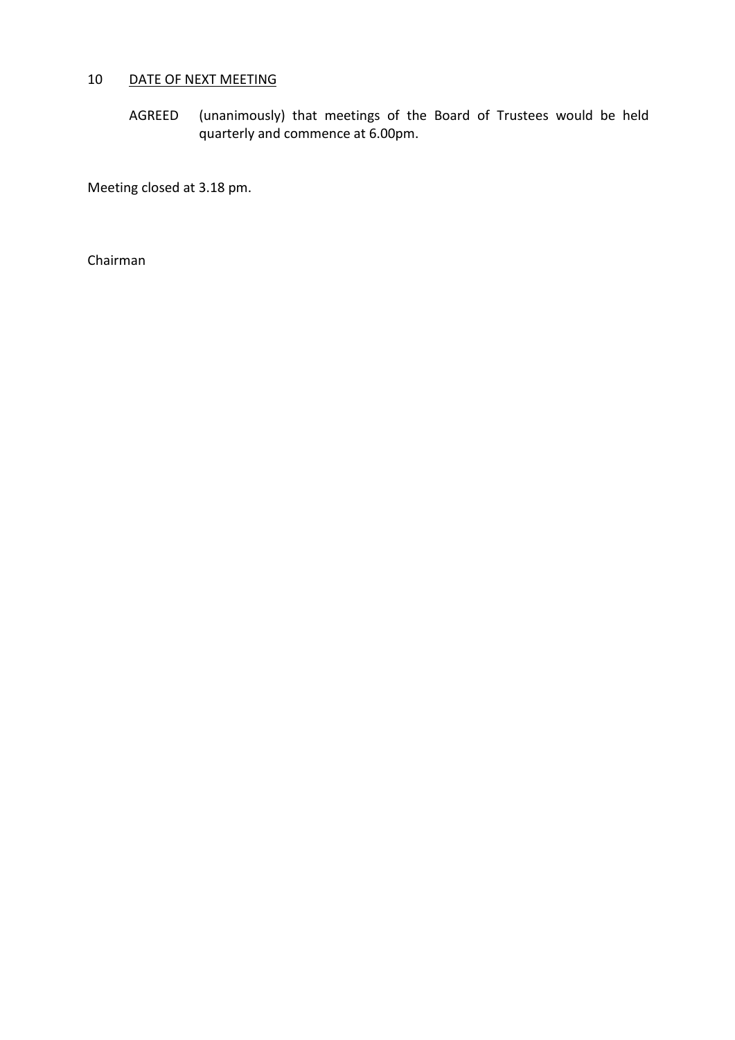## 10 <u>DATE OF NEXT MEETING</u>

AGREED (unanimously) that meetings of the Board of Trustees would be held quarterly and commence at 6.00pm.

Meeting closed at 3.18 pm.

Chairman